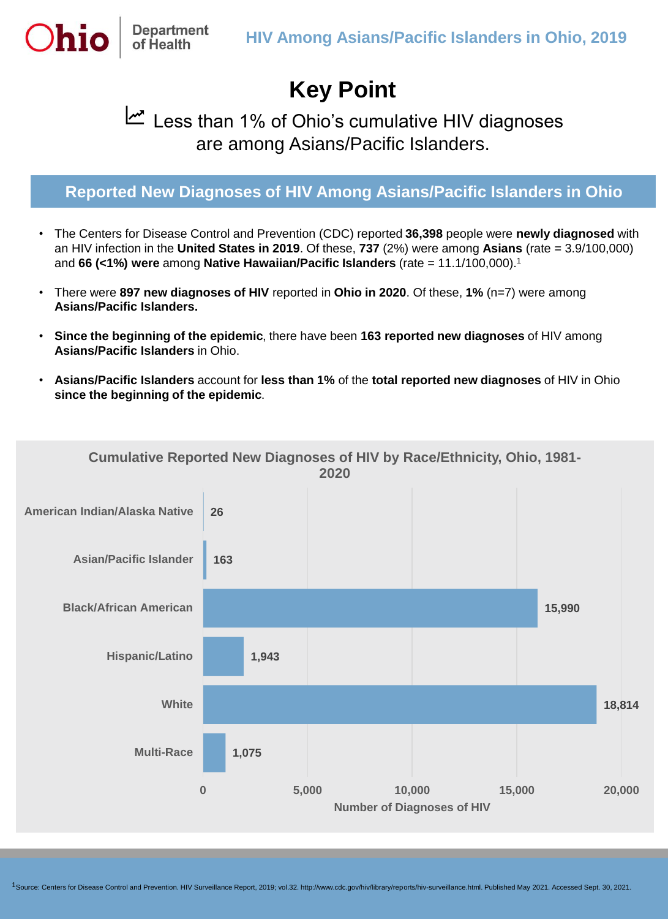Ohio Department of Health

# HIV Among Asians/Pacific Islanders in Ohio, 2019

## Key Point

Less than 1% of Ohio's cumulative HIV diagnoses are among Asians/Pacific Islanders.

## Reported New Diagnoses of HIV Among Asians/Pacific Islanders in Ohio

- The Centers for Disease Control and Prevention (CDC) reported **36,398** people were **newly diagnosed** with an HIV infection in the **United States in 2019**. Of these, **737** (2%) were among **Asians** (rate = 3.9/100,000) and **66 (<1%) were** among **Native Hawaiian/Pacific Islanders** (rate = 11.1/100,000).[1]
- There were **897 new diagnoses of HIV** reported in **Ohio in 2020**. Of these, **1%** (n=7) were among **Asians/Pacific Islanders.**
- **Since the beginning of the epidemic**, there have been **163 reported new diagnoses** of HIV among **Asians/Pacific Islanders** in Ohio.
- **Asians/Pacific Islanders** account for **less than 1%** of the **total reported new diagnoses** of HIV in Ohio **since the beginning of the epidemic**.

### Cumulative Reported New Diagnoses of HIV by Race/Ethnicity, Ohio, 1981-2020

| Race/Ethnicity | Number of Diagnoses of HIV |
|---|---|
| American Indian/Alaska Native | 26 |
| Asian/Pacific Islander | 163 |
| Black/African American | 15,990 |
| Hispanic/Latino | 1,943 |
| White | 18,814 |
| Multi-Race | 1,075 |

[1]Source: Centers for Disease Control and Prevention. HIV Surveillance Report, 2019; vol.32. http://www.cdc.gov/hiv/library/reports/hiv-surveillance.html. Published May 2021. Accessed Sept. 30, 2021.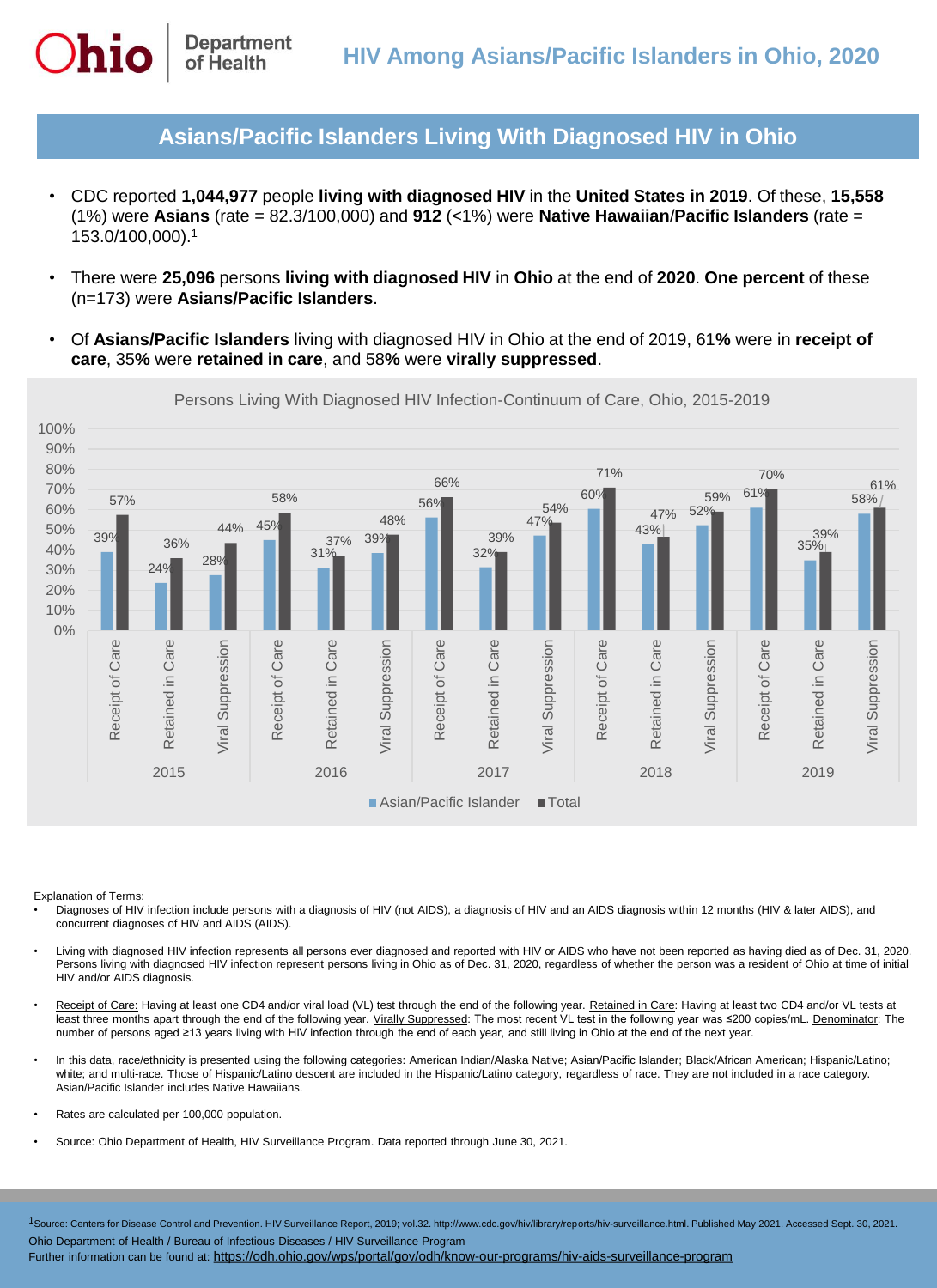# HIV Among Asians/Pacific Islanders in Ohio, 2020

## Asians/Pacific Islanders Living With Diagnosed HIV in Ohio

- CDC reported **1,044,977** people **living with diagnosed HIV** in the **United States in 2019**. Of these, **15,558** (1%) were **Asians** (rate = 82.3/100,000) and **912** (<1%) were **Native Hawaiian**/**Pacific Islanders** (rate = 153.0/100,000).[1]
- There were **25,096** persons **living with diagnosed HIV** in **Ohio** at the end of **2020**. **One percent** of these (n=173) were **Asians/Pacific Islanders**.
- Of **Asians/Pacific Islanders** living with diagnosed HIV in Ohio at the end of 2019, 61**%** were in **receipt of care**, 35**%** were **retained in care**, and 58**%** were **virally suppressed**.

Persons Living With Diagnosed HIV Infection-Continuum of Care, Ohio, 2015-2019

100%
90%
80%
70%
60%
50%
40%
30%
20%
10%
0%

2015: Receipt of Care 39% 57%; Retained in Care 24% 36%; Viral Suppression 28% 44%
2016: Receipt of Care 45% 58%; Retained in Care 31% 37%; Viral Suppression 39% 48%
2017: Receipt of Care 56% 66%; Retained in Care 32% 39%; Viral Suppression 47% 54%
2018: Receipt of Care 60% 71%; Retained in Care 43% 47%; Viral Suppression 52% 59%
2019: Receipt of Care 61% 70%; Retained in Care 35% 39%; Viral Suppression 58% 61%

Asian/Pacific Islander   Total

Explanation of Terms:

- Diagnoses of HIV infection include persons with a diagnosis of HIV (not AIDS), a diagnosis of HIV and an AIDS diagnosis within 12 months (HIV & later AIDS), and concurrent diagnoses of HIV and AIDS (AIDS).
- Living with diagnosed HIV infection represents all persons ever diagnosed and reported with HIV or AIDS who have not been reported as having died as of Dec. 31, 2020. Persons living with diagnosed HIV infection represent persons living in Ohio as of Dec. 31, 2020, regardless of whether the person was a resident of Ohio at time of initial HIV and/or AIDS diagnosis.
- Receipt of Care: Having at least one CD4 and/or viral load (VL) test through the end of the following year. Retained in Care: Having at least two CD4 and/or VL tests at least three months apart through the end of the following year. Virally Suppressed: The most recent VL test in the following year was ≤200 copies/mL. Denominator: The number of persons aged ≥13 years living with HIV infection through the end of each year, and still living in Ohio at the end of the next year.
- In this data, race/ethnicity is presented using the following categories: American Indian/Alaska Native; Asian/Pacific Islander; Black/African American; Hispanic/Latino; white; and multi-race. Those of Hispanic/Latino descent are included in the Hispanic/Latino category, regardless of race. They are not included in a race category. Asian/Pacific Islander includes Native Hawaiians.
- Rates are calculated per 100,000 population.
- Source: Ohio Department of Health, HIV Surveillance Program. Data reported through June 30, 2021.

[1]Source: Centers for Disease Control and Prevention. HIV Surveillance Report, 2019; vol.32. http://www.cdc.gov/hiv/library/reports/hiv-surveillance.html. Published May 2021. Accessed Sept. 30, 2021.

Ohio Department of Health / Bureau of Infectious Diseases / HIV Surveillance Program

Further information can be found at: https://odh.ohio.gov/wps/portal/gov/odh/know-our-programs/hiv-aids-surveillance-program